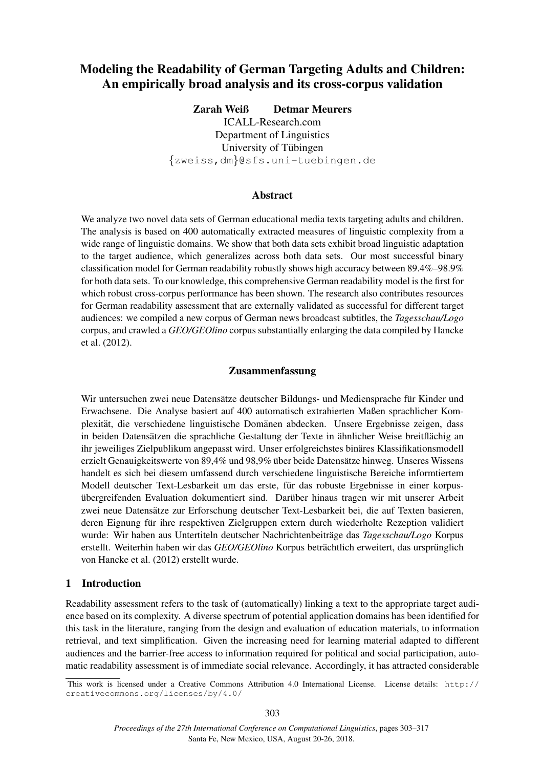# Modeling the Readability of German Targeting Adults and Children: An empirically broad analysis and its cross-corpus validation

**Zarah Weiß** **Detmar Meurers**
ICALL-Research.com
Department of Linguistics
University of Tübingen
{zweiss,dm}@sfs.uni-tuebingen.de

## Abstract

We analyze two novel data sets of German educational media texts targeting adults and children. The analysis is based on 400 automatically extracted measures of linguistic complexity from a wide range of linguistic domains. We show that both data sets exhibit broad linguistic adaptation to the target audience, which generalizes across both data sets. Our most successful binary classification model for German readability robustly shows high accuracy between 89.4%–98.9% for both data sets. To our knowledge, this comprehensive German readability model is the first for which robust cross-corpus performance has been shown. The research also contributes resources for German readability assessment that are externally validated as successful for different target audiences: we compiled a new corpus of German news broadcast subtitles, the *Tagesschau/Logo* corpus, and crawled a *GEO/GEOlino* corpus substantially enlarging the data compiled by Hancke et al. (2012).

## Zusammenfassung

Wir untersuchen zwei neue Datensätze deutscher Bildungs- und Mediensprache für Kinder und Erwachsene. Die Analyse basiert auf 400 automatisch extrahierten Maßen sprachlicher Komplexität, die verschiedene linguistische Domänen abdecken. Unsere Ergebnisse zeigen, dass in beiden Datensätzen die sprachliche Gestaltung der Texte in ähnlicher Weise breitflächig an ihr jeweiliges Zielpublikum angepasst wird. Unser erfolgreichstes binäres Klassifikationsmodell erzielt Genauigkeitswerte von 89,4% und 98,9% über beide Datensätze hinweg. Unseres Wissens handelt es sich bei diesem umfassend durch verschiedene linguistische Bereiche informtiertem Modell deutscher Text-Lesbarkeit um das erste, für das robuste Ergebnisse in einer korpusübergreifenden Evaluation dokumentiert sind. Darüber hinaus tragen wir mit unserer Arbeit zwei neue Datensätze zur Erforschung deutscher Text-Lesbarkeit bei, die auf Texten basieren, deren Eignung für ihre respektiven Zielgruppen extern durch wiederholte Rezeption validiert wurde: Wir haben aus Untertiteln deutscher Nachrichtenbeiträge das *Tagesschau/Logo* Korpus erstellt. Weiterhin haben wir das *GEO/GEOlino* Korpus beträchtlich erweitert, das ursprünglich von Hancke et al. (2012) erstellt wurde.

## 1 Introduction

Readability assessment refers to the task of (automatically) linking a text to the appropriate target audience based on its complexity. A diverse spectrum of potential application domains has been identified for this task in the literature, ranging from the design and evaluation of education materials, to information retrieval, and text simplification. Given the increasing need for learning material adapted to different audiences and the barrier-free access to information required for political and social participation, automatic readability assessment is of immediate social relevance. Accordingly, it has attracted considerable

This work is licensed under a Creative Commons Attribution 4.0 International License. License details: http://creativecommons.org/licenses/by/4.0/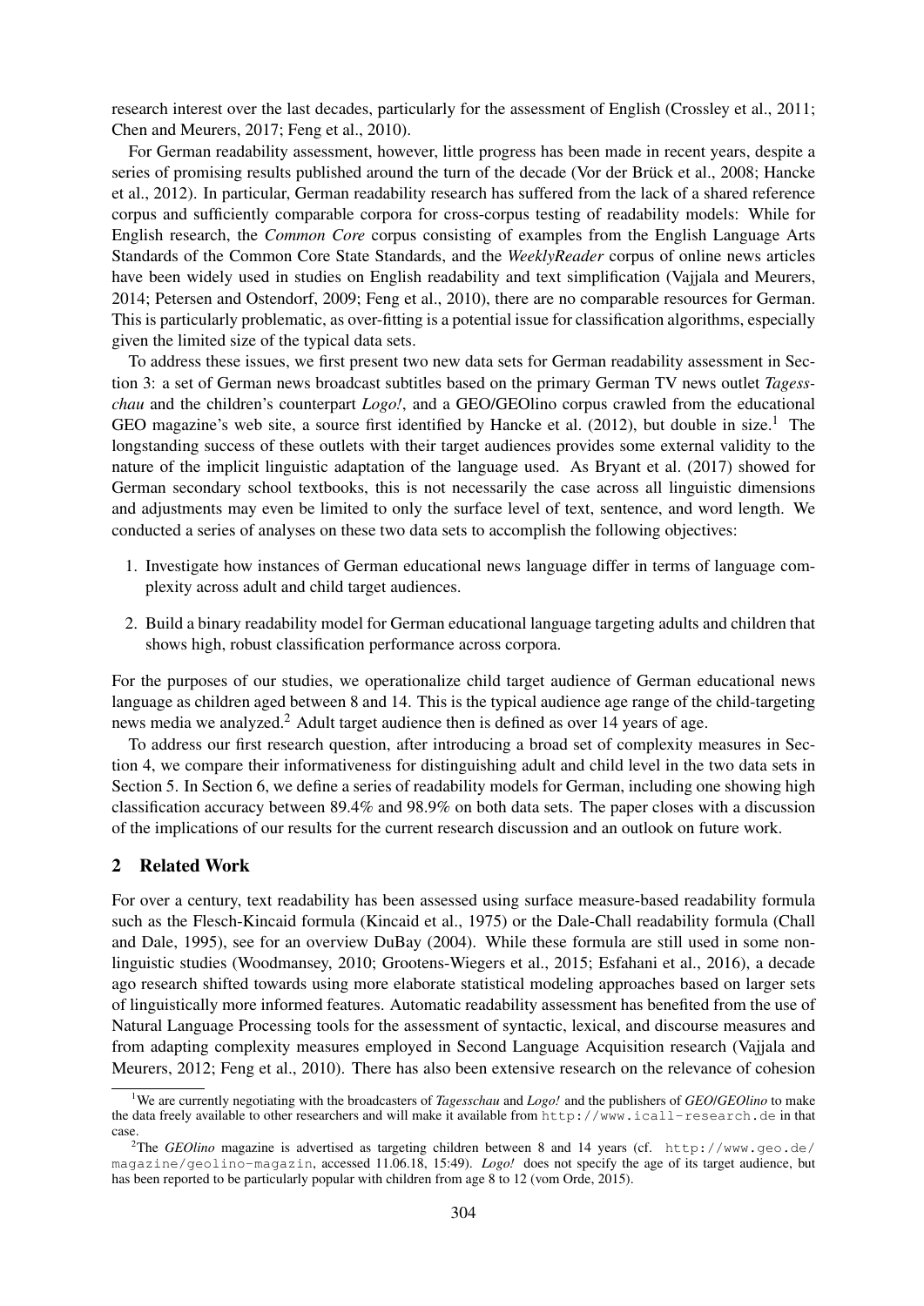research interest over the last decades, particularly for the assessment of English (Crossley et al., 2011; Chen and Meurers, 2017; Feng et al., 2010).

For German readability assessment, however, little progress has been made in recent years, despite a series of promising results published around the turn of the decade (Vor der Brück et al., 2008; Hancke et al., 2012). In particular, German readability research has suffered from the lack of a shared reference corpus and sufficiently comparable corpora for cross-corpus testing of readability models: While for English research, the *Common Core* corpus consisting of examples from the English Language Arts Standards of the Common Core State Standards, and the *WeeklyReader* corpus of online news articles have been widely used in studies on English readability and text simplification (Vajjala and Meurers, 2014; Petersen and Ostendorf, 2009; Feng et al., 2010), there are no comparable resources for German. This is particularly problematic, as over-fitting is a potential issue for classification algorithms, especially given the limited size of the typical data sets.

To address these issues, we first present two new data sets for German readability assessment in Section 3: a set of German news broadcast subtitles based on the primary German TV news outlet *Tagesschau* and the children's counterpart *Logo!*, and a GEO/GEOlino corpus crawled from the educational GEO magazine's web site, a source first identified by Hancke et al. (2012), but double in size.[1] The longstanding success of these outlets with their target audiences provides some external validity to the nature of the implicit linguistic adaptation of the language used. As Bryant et al. (2017) showed for German secondary school textbooks, this is not necessarily the case across all linguistic dimensions and adjustments may even be limited to only the surface level of text, sentence, and word length. We conducted a series of analyses on these two data sets to accomplish the following objectives:

1. Investigate how instances of German educational news language differ in terms of language complexity across adult and child target audiences.
2. Build a binary readability model for German educational language targeting adults and children that shows high, robust classification performance across corpora.

For the purposes of our studies, we operationalize child target audience of German educational news language as children aged between 8 and 14. This is the typical audience age range of the child-targeting news media we analyzed.[2] Adult target audience then is defined as over 14 years of age.

To address our first research question, after introducing a broad set of complexity measures in Section 4, we compare their informativeness for distinguishing adult and child level in the two data sets in Section 5. In Section 6, we define a series of readability models for German, including one showing high classification accuracy between 89.4% and 98.9% on both data sets. The paper closes with a discussion of the implications of our results for the current research discussion and an outlook on future work.

## 2 Related Work

For over a century, text readability has been assessed using surface measure-based readability formula such as the Flesch-Kincaid formula (Kincaid et al., 1975) or the Dale-Chall readability formula (Chall and Dale, 1995), see for an overview DuBay (2004). While these formula are still used in some non-linguistic studies (Woodmansey, 2010; Grootens-Wiegers et al., 2015; Esfahani et al., 2016), a decade ago research shifted towards using more elaborate statistical modeling approaches based on larger sets of linguistically more informed features. Automatic readability assessment has benefited from the use of Natural Language Processing tools for the assessment of syntactic, lexical, and discourse measures and from adapting complexity measures employed in Second Language Acquisition research (Vajjala and Meurers, 2012; Feng et al., 2010). There has also been extensive research on the relevance of cohesion

---

[1] We are currently negotiating with the broadcasters of *Tagesschau* and *Logo!* and the publishers of *GEO/GEOlino* to make the data freely available to other researchers and will make it available from http://www.icall-research.de in that case.

[2] The *GEOlino* magazine is advertised as targeting children between 8 and 14 years (cf. http://www.geo.de/magazine/geolino-magazin, accessed 11.06.18, 15:49). *Logo!* does not specify the age of its target audience, but has been reported to be particularly popular with children from age 8 to 12 (vom Orde, 2015).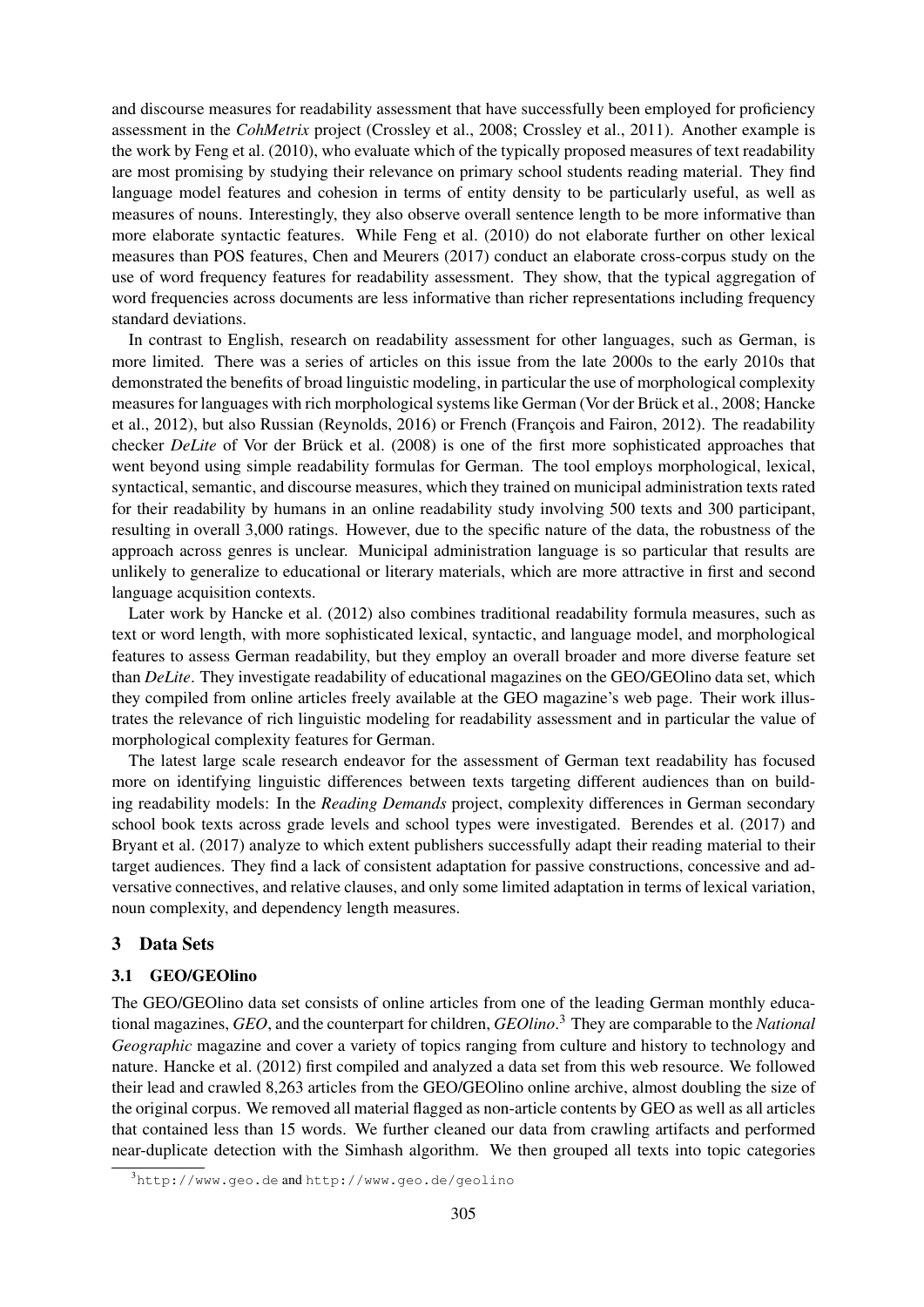and discourse measures for readability assessment that have successfully been employed for proficiency assessment in the *CohMetrix* project (Crossley et al., 2008; Crossley et al., 2011). Another example is the work by Feng et al. (2010), who evaluate which of the typically proposed measures of text readability are most promising by studying their relevance on primary school students reading material. They find language model features and cohesion in terms of entity density to be particularly useful, as well as measures of nouns. Interestingly, they also observe overall sentence length to be more informative than more elaborate syntactic features. While Feng et al. (2010) do not elaborate further on other lexical measures than POS features, Chen and Meurers (2017) conduct an elaborate cross-corpus study on the use of word frequency features for readability assessment. They show, that the typical aggregation of word frequencies across documents are less informative than richer representations including frequency standard deviations.

In contrast to English, research on readability assessment for other languages, such as German, is more limited. There was a series of articles on this issue from the late 2000s to the early 2010s that demonstrated the benefits of broad linguistic modeling, in particular the use of morphological complexity measures for languages with rich morphological systems like German (Vor der Brück et al., 2008; Hancke et al., 2012), but also Russian (Reynolds, 2016) or French (François and Fairon, 2012). The readability checker *DeLite* of Vor der Brück et al. (2008) is one of the first more sophisticated approaches that went beyond using simple readability formulas for German. The tool employs morphological, lexical, syntactical, semantic, and discourse measures, which they trained on municipal administration texts rated for their readability by humans in an online readability study involving 500 texts and 300 participant, resulting in overall 3,000 ratings. However, due to the specific nature of the data, the robustness of the approach across genres is unclear. Municipal administration language is so particular that results are unlikely to generalize to educational or literary materials, which are more attractive in first and second language acquisition contexts.

Later work by Hancke et al. (2012) also combines traditional readability formula measures, such as text or word length, with more sophisticated lexical, syntactic, and language model, and morphological features to assess German readability, but they employ an overall broader and more diverse feature set than *DeLite*. They investigate readability of educational magazines on the GEO/GEOlino data set, which they compiled from online articles freely available at the GEO magazine's web page. Their work illustrates the relevance of rich linguistic modeling for readability assessment and in particular the value of morphological complexity features for German.

The latest large scale research endeavor for the assessment of German text readability has focused more on identifying linguistic differences between texts targeting different audiences than on building readability models: In the *Reading Demands* project, complexity differences in German secondary school book texts across grade levels and school types were investigated. Berendes et al. (2017) and Bryant et al. (2017) analyze to which extent publishers successfully adapt their reading material to their target audiences. They find a lack of consistent adaptation for passive constructions, concessive and adversative connectives, and relative clauses, and only some limited adaptation in terms of lexical variation, noun complexity, and dependency length measures.

## 3 Data Sets

### 3.1 GEO/GEOlino

The GEO/GEOlino data set consists of online articles from one of the leading German monthly educational magazines, *GEO*, and the counterpart for children, *GEOlino*.[3] They are comparable to the *National Geographic* magazine and cover a variety of topics ranging from culture and history to technology and nature. Hancke et al. (2012) first compiled and analyzed a data set from this web resource. We followed their lead and crawled 8,263 articles from the GEO/GEOlino online archive, almost doubling the size of the original corpus. We removed all material flagged as non-article contents by GEO as well as all articles that contained less than 15 words. We further cleaned our data from crawling artifacts and performed near-duplicate detection with the Simhash algorithm. We then grouped all texts into topic categories

[3] http://www.geo.de and http://www.geo.de/geolino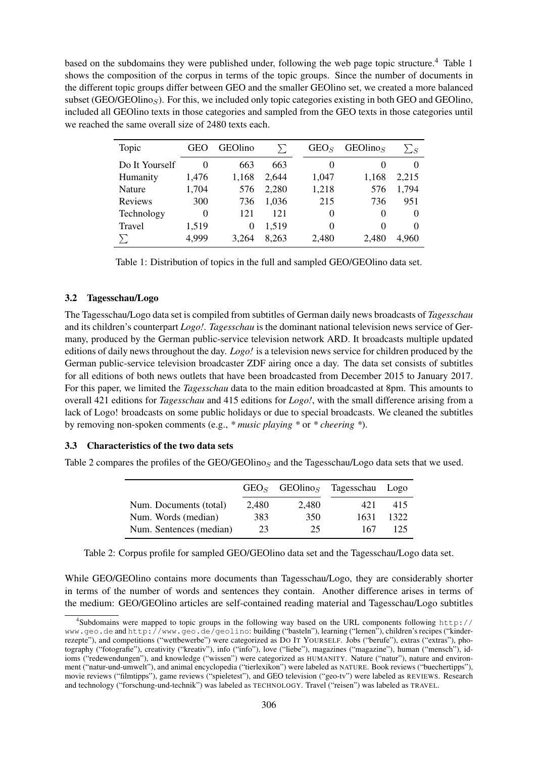based on the subdomains they were published under, following the web page topic structure.[4] Table 1 shows the composition of the corpus in terms of the topic groups. Since the number of documents in the different topic groups differ between GEO and the smaller GEOlino set, we created a more balanced subset (GEO/GEOlino$_S$). For this, we included only topic categories existing in both GEO and GEOlino, included all GEOlino texts in those categories and sampled from the GEO texts in those categories until we reached the same overall size of 2480 texts each.

| Topic | GEO | GEOlino | $\sum$ | GEO$_S$ | GEOlino$_S$ | $\sum_S$ |
|---|---|---|---|---|---|---|
| Do It Yourself | 0 | 663 | 663 | 0 | 0 | 0 |
| Humanity | 1,476 | 1,168 | 2,644 | 1,047 | 1,168 | 2,215 |
| Nature | 1,704 | 576 | 2,280 | 1,218 | 576 | 1,794 |
| Reviews | 300 | 736 | 1,036 | 215 | 736 | 951 |
| Technology | 0 | 121 | 121 | 0 | 0 | 0 |
| Travel | 1,519 | 0 | 1,519 | 0 | 0 | 0 |
| $\sum$ | 4,999 | 3,264 | 8,263 | 2,480 | 2,480 | 4,960 |

Table 1: Distribution of topics in the full and sampled GEO/GEOlino data set.

### 3.2 Tagesschau/Logo

The Tagesschau/Logo data set is compiled from subtitles of German daily news broadcasts of *Tagesschau* and its children's counterpart *Logo!*. *Tagesschau* is the dominant national television news service of Germany, produced by the German public-service television network ARD. It broadcasts multiple updated editions of daily news throughout the day. *Logo!* is a television news service for children produced by the German public-service television broadcaster ZDF airing once a day. The data set consists of subtitles for all editions of both news outlets that have been broadcasted from December 2015 to January 2017. For this paper, we limited the *Tagesschau* data to the main edition broadcasted at 8pm. This amounts to overall 421 editions for *Tagesschau* and 415 editions for *Logo!*, with the small difference arising from a lack of Logo! broadcasts on some public holidays or due to special broadcasts. We cleaned the subtitles by removing non-spoken comments (e.g., *\* music playing \** or *\* cheering \**).

### 3.3 Characteristics of the two data sets

Table 2 compares the profiles of the GEO/GEOlino$_S$ and the Tagesschau/Logo data sets that we used.

| | GEO$_S$ | GEOlino$_S$ | Tagesschau | Logo |
|---|---|---|---|---|
| Num. Documents (total) | 2,480 | 2,480 | 421 | 415 |
| Num. Words (median) | 383 | 350 | 1631 | 1322 |
| Num. Sentences (median) | 23 | 25 | 167 | 125 |

Table 2: Corpus profile for sampled GEO/GEOlino data set and the Tagesschau/Logo data set.

While GEO/GEOlino contains more documents than Tagesschau/Logo, they are considerably shorter in terms of the number of words and sentences they contain. Another difference arises in terms of the medium: GEO/GEOlino articles are self-contained reading material and Tagesschau/Logo subtitles

[4] Subdomains were mapped to topic groups in the following way based on the URL components following `http://www.geo.de` and `http://www.geo.de/geolino`: building ("basteln"), learning ("lernen"), children's recipes ("kinderrezepte"), and competitions ("wettbewerbe") were categorized as DO IT YOURSELF. Jobs ("berufe"), extras ("extras"), photography ("fotografie"), creativity ("kreativ"), info ("info"), love ("liebe"), magazines ("magazine"), human ("mensch"), idioms ("redewendungen"), and knowledge ("wissen") were categorized as HUMANITY. Nature ("natur"), nature and environment ("natur-und-umwelt"), and animal encyclopedia ("tierlexikon") were labeled as NATURE. Book reviews ("buechertipps"), movie reviews ("filmtipps"), game reviews ("spieletest"), and GEO television ("geo-tv") were labeled as REVIEWS. Research and technology ("forschung-und-technik") was labeled as TECHNOLOGY. Travel ("reisen") was labeled as TRAVEL.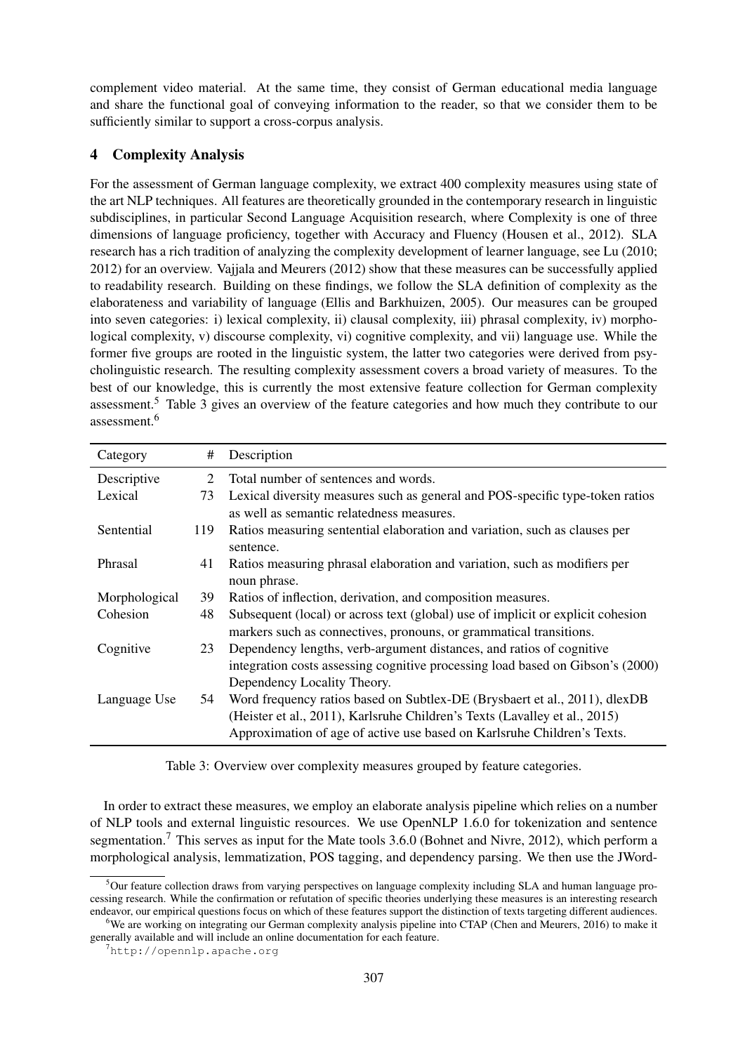complement video material. At the same time, they consist of German educational media language and share the functional goal of conveying information to the reader, so that we consider them to be sufficiently similar to support a cross-corpus analysis.

## 4 Complexity Analysis

For the assessment of German language complexity, we extract 400 complexity measures using state of the art NLP techniques. All features are theoretically grounded in the contemporary research in linguistic subdisciplines, in particular Second Language Acquisition research, where Complexity is one of three dimensions of language proficiency, together with Accuracy and Fluency (Housen et al., 2012). SLA research has a rich tradition of analyzing the complexity development of learner language, see Lu (2010; 2012) for an overview. Vajjala and Meurers (2012) show that these measures can be successfully applied to readability research. Building on these findings, we follow the SLA definition of complexity as the elaborateness and variability of language (Ellis and Barkhuizen, 2005). Our measures can be grouped into seven categories: i) lexical complexity, ii) clausal complexity, iii) phrasal complexity, iv) morphological complexity, v) discourse complexity, vi) cognitive complexity, and vii) language use. While the former five groups are rooted in the linguistic system, the latter two categories were derived from psycholinguistic research. The resulting complexity assessment covers a broad variety of measures. To the best of our knowledge, this is currently the most extensive feature collection for German complexity assessment.[5] Table 3 gives an overview of the feature categories and how much they contribute to our assessment.[6]

| Category | # | Description |
|---|---|---|
| Descriptive | 2 | Total number of sentences and words. |
| Lexical | 73 | Lexical diversity measures such as general and POS-specific type-token ratios as well as semantic relatedness measures. |
| Sentential | 119 | Ratios measuring sentential elaboration and variation, such as clauses per sentence. |
| Phrasal | 41 | Ratios measuring phrasal elaboration and variation, such as modifiers per noun phrase. |
| Morphological | 39 | Ratios of inflection, derivation, and composition measures. |
| Cohesion | 48 | Subsequent (local) or across text (global) use of implicit or explicit cohesion markers such as connectives, pronouns, or grammatical transitions. |
| Cognitive | 23 | Dependency lengths, verb-argument distances, and ratios of cognitive integration costs assessing cognitive processing load based on Gibson's (2000) Dependency Locality Theory. |
| Language Use | 54 | Word frequency ratios based on Subtlex-DE (Brysbaert et al., 2011), dlexDB (Heister et al., 2011), Karlsruhe Children's Texts (Lavalley et al., 2015) Approximation of age of active use based on Karlsruhe Children's Texts. |

Table 3: Overview over complexity measures grouped by feature categories.

In order to extract these measures, we employ an elaborate analysis pipeline which relies on a number of NLP tools and external linguistic resources. We use OpenNLP 1.6.0 for tokenization and sentence segmentation.[7] This serves as input for the Mate tools 3.6.0 (Bohnet and Nivre, 2012), which perform a morphological analysis, lemmatization, POS tagging, and dependency parsing. We then use the JWord-

[5] Our feature collection draws from varying perspectives on language complexity including SLA and human language processing research. While the confirmation or refutation of specific theories underlying these measures is an interesting research endeavor, our empirical questions focus on which of these features support the distinction of texts targeting different audiences.

[6] We are working on integrating our German complexity analysis pipeline into CTAP (Chen and Meurers, 2016) to make it generally available and will include an online documentation for each feature.

[7] `http://opennlp.apache.org`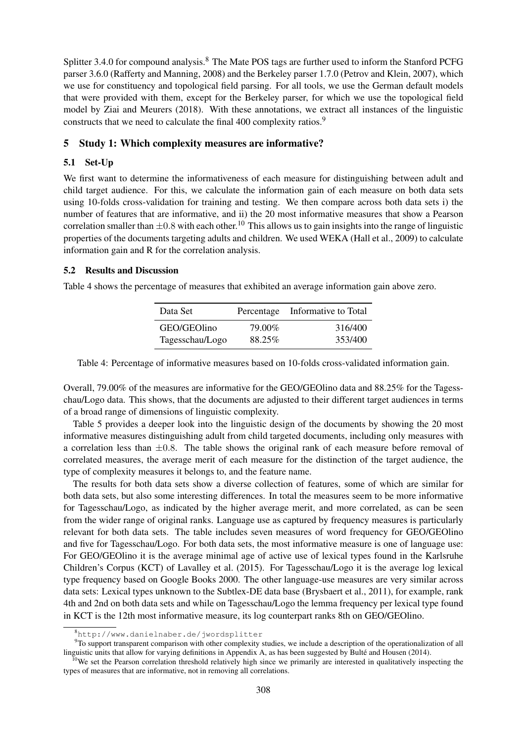Splitter 3.4.0 for compound analysis.[8] The Mate POS tags are further used to inform the Stanford PCFG parser 3.6.0 (Rafferty and Manning, 2008) and the Berkeley parser 1.7.0 (Petrov and Klein, 2007), which we use for constituency and topological field parsing. For all tools, we use the German default models that were provided with them, except for the Berkeley parser, for which we use the topological field model by Ziai and Meurers (2018). With these annotations, we extract all instances of the linguistic constructs that we need to calculate the final 400 complexity ratios.[9]

## 5 Study 1: Which complexity measures are informative?

### 5.1 Set-Up

We first want to determine the informativeness of each measure for distinguishing between adult and child target audience. For this, we calculate the information gain of each measure on both data sets using 10-folds cross-validation for training and testing. We then compare across both data sets i) the number of features that are informative, and ii) the 20 most informative measures that show a Pearson correlation smaller than $\pm 0.8$ with each other.[10] This allows us to gain insights into the range of linguistic properties of the documents targeting adults and children. We used WEKA (Hall et al., 2009) to calculate information gain and R for the correlation analysis.

### 5.2 Results and Discussion

Table 4 shows the percentage of measures that exhibited an average information gain above zero.

| Data Set | Percentage | Informative to Total |
|---|---|---|
| GEO/GEOlino | 79.00% | 316/400 |
| Tagesschau/Logo | 88.25% | 353/400 |

Table 4: Percentage of informative measures based on 10-folds cross-validated information gain.

Overall, 79.00% of the measures are informative for the GEO/GEOlino data and 88.25% for the Tagesschau/Logo data. This shows, that the documents are adjusted to their different target audiences in terms of a broad range of dimensions of linguistic complexity.

Table 5 provides a deeper look into the linguistic design of the documents by showing the 20 most informative measures distinguishing adult from child targeted documents, including only measures with a correlation less than $\pm 0.8$. The table shows the original rank of each measure before removal of correlated measures, the average merit of each measure for the distinction of the target audience, the type of complexity measures it belongs to, and the feature name.

The results for both data sets show a diverse collection of features, some of which are similar for both data sets, but also some interesting differences. In total the measures seem to be more informative for Tagesschau/Logo, as indicated by the higher average merit, and more correlated, as can be seen from the wider range of original ranks. Language use as captured by frequency measures is particularly relevant for both data sets. The table includes seven measures of word frequency for GEO/GEOlino and five for Tagesschau/Logo. For both data sets, the most informative measure is one of language use: For GEO/GEOlino it is the average minimal age of active use of lexical types found in the Karlsruhe Children's Corpus (KCT) of Lavalley et al. (2015). For Tagesschau/Logo it is the average log lexical type frequency based on Google Books 2000. The other language-use measures are very similar across data sets: Lexical types unknown to the Subtlex-DE data base (Brysbaert et al., 2011), for example, rank 4th and 2nd on both data sets and while on Tagesschau/Logo the lemma frequency per lexical type found in KCT is the 12th most informative measure, its log counterpart ranks 8th on GEO/GEOlino.

[8] http://www.danielnaber.de/jwordsplitter

[9] To support transparent comparison with other complexity studies, we include a description of the operationalization of all linguistic units that allow for varying definitions in Appendix A, as has been suggested by Bulté and Housen (2014).

[10] We set the Pearson correlation threshold relatively high since we primarily are interested in qualitatively inspecting the types of measures that are informative, not in removing all correlations.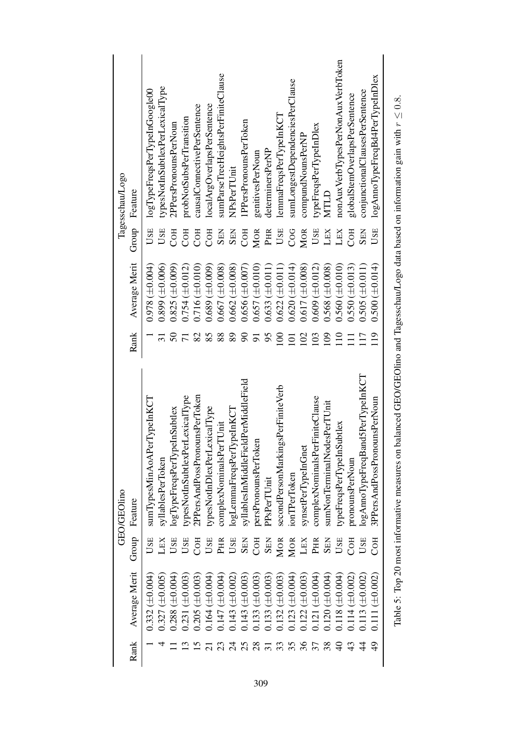| GEO/GEOlino | | | | Tagesschau/Logo | | | |
|---|---|---|---|---|---|---|---|
| Rank | Average Merit | Group | Feature | Rank | Average Merit | Group | Feature |
| 1 | 0.332 (±0.004) | USE | sumTypesMinAoAPerTypeInKCT | 1 | 0.978 (±0.004) | USE | logTypeFreqsPerTypeInGoogle00 |
| 4 | 0.327 (±0.005) | LEX | syllablesPerToken | 31 | 0.899 (±0.006) | USE | typesNotInSubtlexPerLexicalType |
| 11 | 0.288 (±0.004) | USE | logTypeFreqsPerTypeInSubtlex | 50 | 0.825 (±0.009) | COH | 2PPersPronounsPerNoun |
| 13 | 0.231 (±0.003) | USE | typesNotInSubtlexPerLexicalType | 71 | 0.754 (±0.012) | COH | probNotSubsPerTransition |
| 15 | 0.205 (±0.003) | COH | 2PPersAndPossPronounsPerToken | 82 | 0.716 (±0.010) | COH | causalConnectivePerSentence |
| 21 | 0.164 (±0.004) | USE | typesNotInDlexPerLexicalType | 85 | 0.689 (±0.009) | COH | localArgOverlapsPerSentence |
| 23 | 0.147 (±0.004) | PHR | complexNominalsPerTUnit | 88 | 0.667 (±0.008) | SEN | sumParseTreeHeightsPerFiniteClause |
| 24 | 0.143 (±0.002) | USE | logLemmaFreqsPerTypeInKCT | 89 | 0.662 (±0.008) | SEN | NPsPerTUnit |
| 25 | 0.143 (±0.003) | SEN | syllablesInMiddleFieldPerMiddleField | 90 | 0.656 (±0.007) | COH | 1PPersPronounsPerToken |
| 28 | 0.133 (±0.003) | COH | persPronounsPerToken | 91 | 0.657 (±0.010) | MOR | genitivesPerNoun |
| 31 | 0.133 (±0.003) | SEN | PPsPerTUnit | 95 | 0.633 (±0.011) | PHR | determinersPerNP |
| 33 | 0.132 (±0.003) | MOR | secondPersonMarkingsPerFiniteVerb | 100 | 0.622 (±0.011) | USE | lemmaFreqsPerTypeInKCT |
| 35 | 0.123 (±0.004) | MOR | ionTPerToken | 101 | 0.620 (±0.014) | COG | sumLongestDependenciesPerClause |
| 36 | 0.122 (±0.003) | LEX | synsetPerTypeInGnet | 102 | 0.617 (±0.008) | MOR | compundNounsPerNP |
| 37 | 0.121 (±0.004) | PHR | complexNominalsPerFiniteClause | 103 | 0.609 (±0.012) | USE | typeFreqsPerTypeInDlex |
| 38 | 0.120 (±0.004) | SEN | sumNonTerminalNodesPerTUnit | 109 | 0.568 (±0.008) | LEX | MTLD |
| 40 | 0.118 (±0.004) | USE | typeFreqsPerTypeInSubtlex | 110 | 0.560 (±0.010) | LEX | nonAuxVerbTypesPerNonAuxVerbToken |
| 43 | 0.114 (±0.002) | COH | pronounsPerNoun | 111 | 0.550 (±0.013) | COH | globalStemOverlapsPerSentence |
| 44 | 0.113 (±0.002) | USE | logAnnoTypeFreqBand5PerTypeInKCT | 117 | 0.505 (±0.011) | SEN | conjunctionalClausesPerSentence |
| 49 | 0.111 (±0.002) | COH | 3PPersAndPossPronounsPerNoun | 119 | 0.500 (±0.014) | USE | logAnnoTypeFreqBd4PerTypeInDlex |

Table 5: Top 20 most informative measures on balanced GEO/GEOlino and Tagesschau/Logo data based on information gain with $r \leq 0.8$.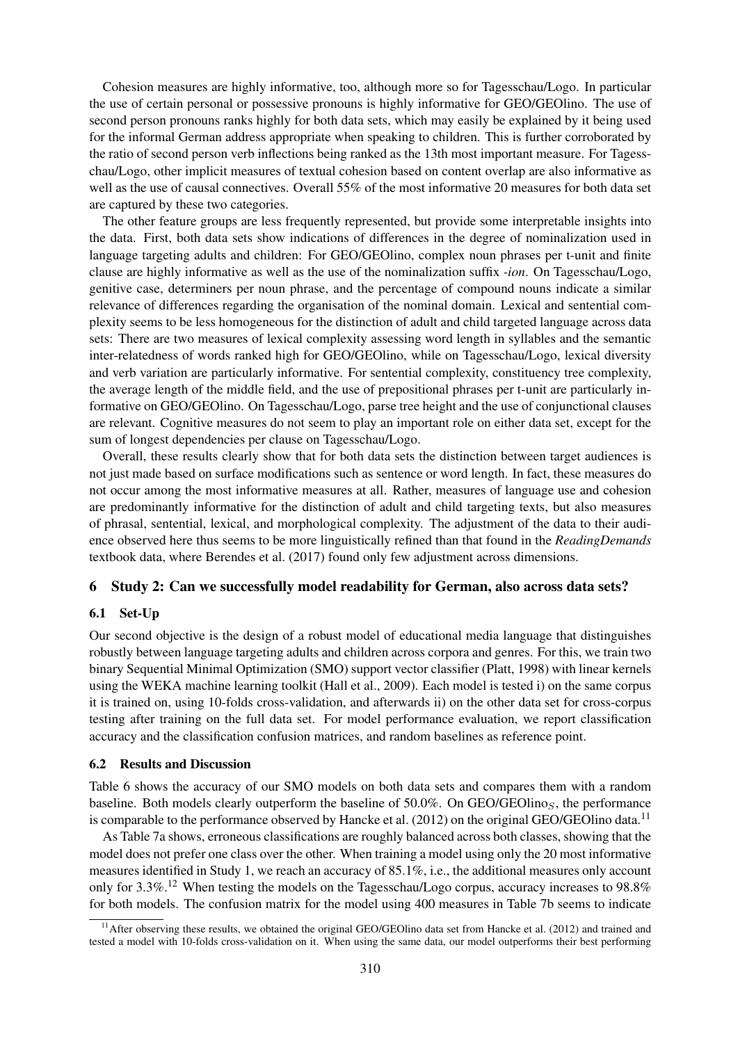Cohesion measures are highly informative, too, although more so for Tagesschau/Logo. In particular the use of certain personal or possessive pronouns is highly informative for GEO/GEOlino. The use of second person pronouns ranks highly for both data sets, which may easily be explained by it being used for the informal German address appropriate when speaking to children. This is further corroborated by the ratio of second person verb inflections being ranked as the 13th most important measure. For Tagesschau/Logo, other implicit measures of textual cohesion based on content overlap are also informative as well as the use of causal connectives. Overall 55% of the most informative 20 measures for both data set are captured by these two categories.

The other feature groups are less frequently represented, but provide some interpretable insights into the data. First, both data sets show indications of differences in the degree of nominalization used in language targeting adults and children: For GEO/GEOlino, complex noun phrases per t-unit and finite clause are highly informative as well as the use of the nominalization suffix *-ion*. On Tagesschau/Logo, genitive case, determiners per noun phrase, and the percentage of compound nouns indicate a similar relevance of differences regarding the organisation of the nominal domain. Lexical and sentential complexity seems to be less homogeneous for the distinction of adult and child targeted language across data sets: There are two measures of lexical complexity assessing word length in syllables and the semantic inter-relatedness of words ranked high for GEO/GEOlino, while on Tagesschau/Logo, lexical diversity and verb variation are particularly informative. For sentential complexity, constituency tree complexity, the average length of the middle field, and the use of prepositional phrases per t-unit are particularly informative on GEO/GEOlino. On Tagesschau/Logo, parse tree height and the use of conjunctional clauses are relevant. Cognitive measures do not seem to play an important role on either data set, except for the sum of longest dependencies per clause on Tagesschau/Logo.

Overall, these results clearly show that for both data sets the distinction between target audiences is not just made based on surface modifications such as sentence or word length. In fact, these measures do not occur among the most informative measures at all. Rather, measures of language use and cohesion are predominantly informative for the distinction of adult and child targeting texts, but also measures of phrasal, sentential, lexical, and morphological complexity. The adjustment of the data to their audience observed here thus seems to be more linguistically refined than that found in the *ReadingDemands* textbook data, where Berendes et al. (2017) found only few adjustment across dimensions.

## 6 Study 2: Can we successfully model readability for German, also across data sets?

### 6.1 Set-Up

Our second objective is the design of a robust model of educational media language that distinguishes robustly between language targeting adults and children across corpora and genres. For this, we train two binary Sequential Minimal Optimization (SMO) support vector classifier (Platt, 1998) with linear kernels using the WEKA machine learning toolkit (Hall et al., 2009). Each model is tested i) on the same corpus it is trained on, using 10-folds cross-validation, and afterwards ii) on the other data set for cross-corpus testing after training on the full data set. For model performance evaluation, we report classification accuracy and the classification confusion matrices, and random baselines as reference point.

### 6.2 Results and Discussion

Table 6 shows the accuracy of our SMO models on both data sets and compares them with a random baseline. Both models clearly outperform the baseline of 50.0%. On GEO/GEOlino$_S$, the performance is comparable to the performance observed by Hancke et al. (2012) on the original GEO/GEOlino data.[11]

As Table 7a shows, erroneous classifications are roughly balanced across both classes, showing that the model does not prefer one class over the other. When training a model using only the 20 most informative measures identified in Study 1, we reach an accuracy of 85.1%, i.e., the additional measures only account only for 3.3%.[12] When testing the models on the Tagesschau/Logo corpus, accuracy increases to 98.8% for both models. The confusion matrix for the model using 400 measures in Table 7b seems to indicate

[11]After observing these results, we obtained the original GEO/GEOlino data set from Hancke et al. (2012) and trained and tested a model with 10-folds cross-validation on it. When using the same data, our model outperforms their best performing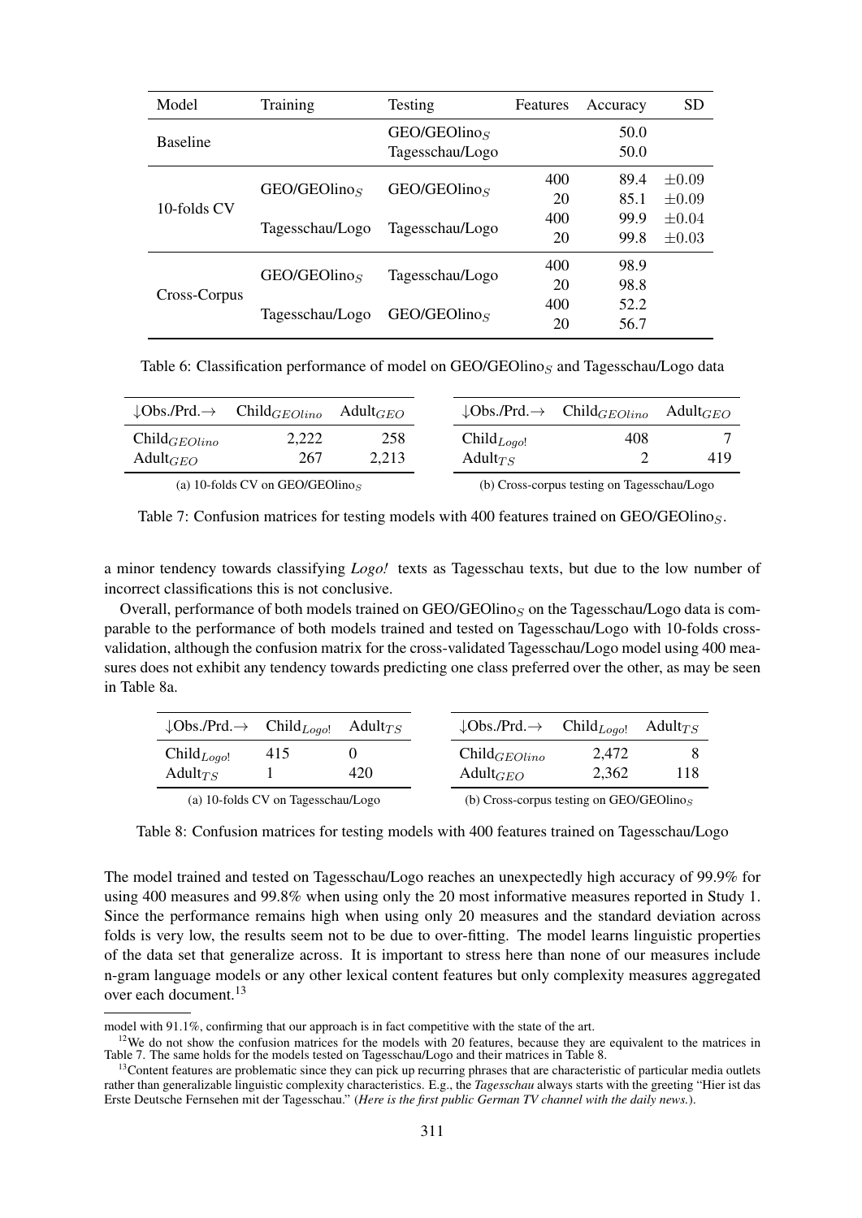| Model | Training | Testing | Features | Accuracy | SD |
|---|---|---|---|---|---|
| Baseline | | GEO/GEOlino$_S$ | | 50.0 | |
| | | Tagesschau/Logo | | 50.0 | |
| 10-folds CV | GEO/GEOlino$_S$ | GEO/GEOlino$_S$ | 400 | 89.4 | ±0.09 |
| | | | 20 | 85.1 | ±0.09 |
| | Tagesschau/Logo | Tagesschau/Logo | 400 | 99.9 | ±0.04 |
| | | | 20 | 99.8 | ±0.03 |
| Cross-Corpus | GEO/GEOlino$_S$ | Tagesschau/Logo | 400 | 98.9 | |
| | | | 20 | 98.8 | |
| | Tagesschau/Logo | GEO/GEOlino$_S$ | 400 | 52.2 | |
| | | | 20 | 56.7 | |

Table 6: Classification performance of model on GEO/GEOlino$_S$ and Tagesschau/Logo data

| ↓Obs./Prd.→ | Child$_{GEOlino}$ | Adult$_{GEO}$ |
|---|---|---|
| Child$_{GEOlino}$ | 2,222 | 258 |
| Adult$_{GEO}$ | 267 | 2,213 |

(a) 10-folds CV on GEO/GEOlino$_S$

| ↓Obs./Prd.→ | Child$_{GEOlino}$ | Adult$_{GEO}$ |
|---|---|---|
| Child$_{Logo!}$ | 408 | 7 |
| Adult$_{TS}$ | 2 | 419 |

(b) Cross-corpus testing on Tagesschau/Logo

Table 7: Confusion matrices for testing models with 400 features trained on GEO/GEOlino$_S$.

a minor tendency towards classifying *Logo!* texts as Tagesschau texts, but due to the low number of incorrect classifications this is not conclusive.

Overall, performance of both models trained on GEO/GEOlino$_S$ on the Tagesschau/Logo data is comparable to the performance of both models trained and tested on Tagesschau/Logo with 10-folds cross-validation, although the confusion matrix for the cross-validated Tagesschau/Logo model using 400 measures does not exhibit any tendency towards predicting one class preferred over the other, as may be seen in Table 8a.

| ↓Obs./Prd.→ | Child$_{Logo!}$ | Adult$_{TS}$ |
|---|---|---|
| Child$_{Logo!}$ | 415 | 0 |
| Adult$_{TS}$ | 1 | 420 |

(a) 10-folds CV on Tagesschau/Logo

| ↓Obs./Prd.→ | Child$_{Logo!}$ | Adult$_{TS}$ |
|---|---|---|
| Child$_{GEOlino}$ | 2,472 | 8 |
| Adult$_{GEO}$ | 2,362 | 118 |

(b) Cross-corpus testing on GEO/GEOlino$_S$

Table 8: Confusion matrices for testing models with 400 features trained on Tagesschau/Logo

The model trained and tested on Tagesschau/Logo reaches an unexpectedly high accuracy of 99.9% for using 400 measures and 99.8% when using only the 20 most informative measures reported in Study 1. Since the performance remains high when using only 20 measures and the standard deviation across folds is very low, the results seem not to be due to over-fitting. The model learns linguistic properties of the data set that generalize across. It is important to stress here than none of our measures include n-gram language models or any other lexical content features but only complexity measures aggregated over each document.[13]

---

model with 91.1%, confirming that our approach is in fact competitive with the state of the art.

[12] We do not show the confusion matrices for the models with 20 features, because they are equivalent to the matrices in Table 7. The same holds for the models tested on Tagesschau/Logo and their matrices in Table 8.

[13] Content features are problematic since they can pick up recurring phrases that are characteristic of particular media outlets rather than generalizable linguistic complexity characteristics. E.g., the *Tagesschau* always starts with the greeting "Hier ist das Erste Deutsche Fernsehen mit der Tagesschau." (*Here is the first public German TV channel with the daily news.*).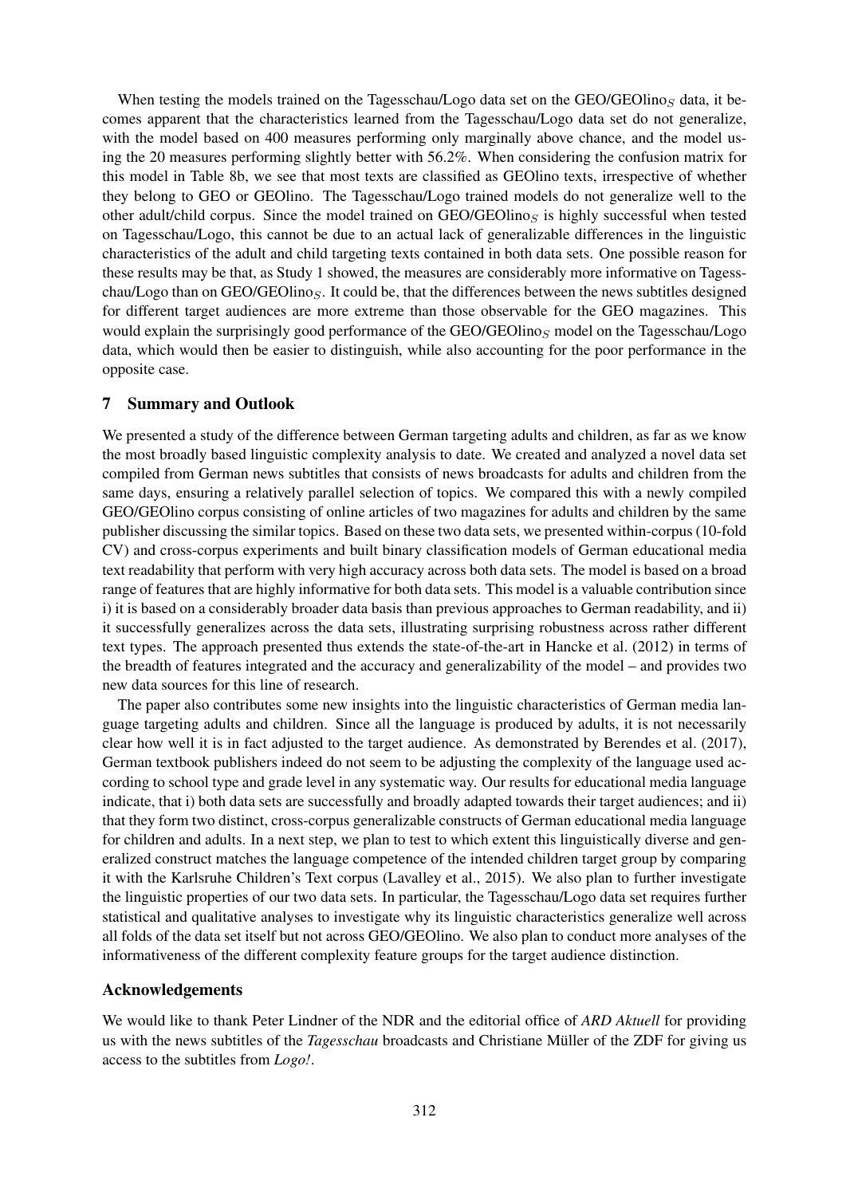When testing the models trained on the Tagesschau/Logo data set on the GEO/GEOlino$_S$ data, it becomes apparent that the characteristics learned from the Tagesschau/Logo data set do not generalize, with the model based on 400 measures performing only marginally above chance, and the model using the 20 measures performing slightly better with 56.2%. When considering the confusion matrix for this model in Table 8b, we see that most texts are classified as GEOlino texts, irrespective of whether they belong to GEO or GEOlino. The Tagesschau/Logo trained models do not generalize well to the other adult/child corpus. Since the model trained on GEO/GEOlino$_S$ is highly successful when tested on Tagesschau/Logo, this cannot be due to an actual lack of generalizable differences in the linguistic characteristics of the adult and child targeting texts contained in both data sets. One possible reason for these results may be that, as Study 1 showed, the measures are considerably more informative on Tagesschau/Logo than on GEO/GEOlino$_S$. It could be, that the differences between the news subtitles designed for different target audiences are more extreme than those observable for the GEO magazines. This would explain the surprisingly good performance of the GEO/GEOlino$_S$ model on the Tagesschau/Logo data, which would then be easier to distinguish, while also accounting for the poor performance in the opposite case.

## 7 Summary and Outlook

We presented a study of the difference between German targeting adults and children, as far as we know the most broadly based linguistic complexity analysis to date. We created and analyzed a novel data set compiled from German news subtitles that consists of news broadcasts for adults and children from the same days, ensuring a relatively parallel selection of topics. We compared this with a newly compiled GEO/GEOlino corpus consisting of online articles of two magazines for adults and children by the same publisher discussing the similar topics. Based on these two data sets, we presented within-corpus (10-fold CV) and cross-corpus experiments and built binary classification models of German educational media text readability that perform with very high accuracy across both data sets. The model is based on a broad range of features that are highly informative for both data sets. This model is a valuable contribution since i) it is based on a considerably broader data basis than previous approaches to German readability, and ii) it successfully generalizes across the data sets, illustrating surprising robustness across rather different text types. The approach presented thus extends the state-of-the-art in Hancke et al. (2012) in terms of the breadth of features integrated and the accuracy and generalizability of the model – and provides two new data sources for this line of research.

The paper also contributes some new insights into the linguistic characteristics of German media language targeting adults and children. Since all the language is produced by adults, it is not necessarily clear how well it is in fact adjusted to the target audience. As demonstrated by Berendes et al. (2017), German textbook publishers indeed do not seem to be adjusting the complexity of the language used according to school type and grade level in any systematic way. Our results for educational media language indicate, that i) both data sets are successfully and broadly adapted towards their target audiences; and ii) that they form two distinct, cross-corpus generalizable constructs of German educational media language for children and adults. In a next step, we plan to test to which extent this linguistically diverse and generalized construct matches the language competence of the intended children target group by comparing it with the Karlsruhe Children's Text corpus (Lavalley et al., 2015). We also plan to further investigate the linguistic properties of our two data sets. In particular, the Tagesschau/Logo data set requires further statistical and qualitative analyses to investigate why its linguistic characteristics generalize well across all folds of the data set itself but not across GEO/GEOlino. We also plan to conduct more analyses of the informativeness of the different complexity feature groups for the target audience distinction.

## Acknowledgements

We would like to thank Peter Lindner of the NDR and the editorial office of *ARD Aktuell* for providing us with the news subtitles of the *Tagesschau* broadcasts and Christiane Müller of the ZDF for giving us access to the subtitles from *Logo!*.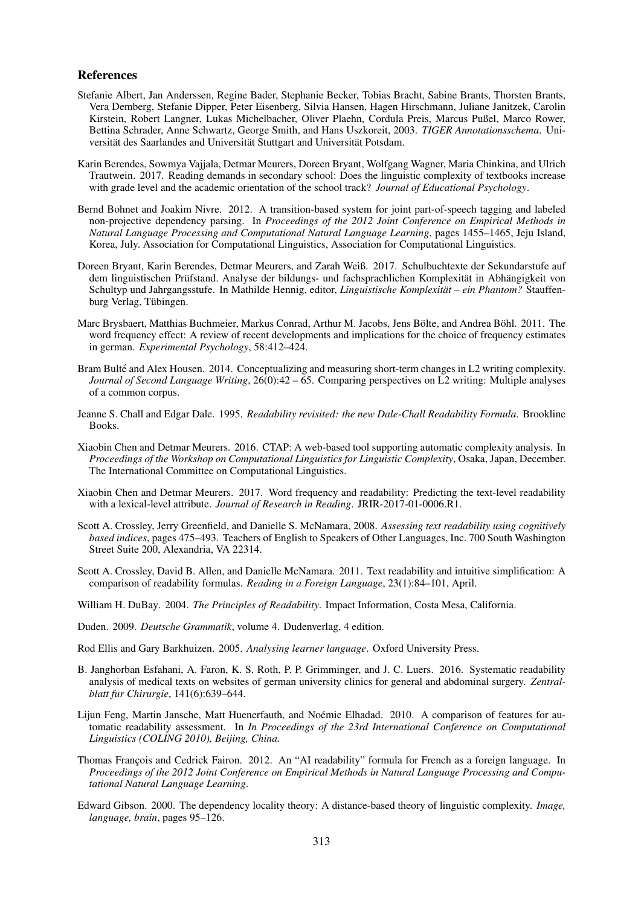## References

Stefanie Albert, Jan Anderssen, Regine Bader, Stephanie Becker, Tobias Bracht, Sabine Brants, Thorsten Brants, Vera Demberg, Stefanie Dipper, Peter Eisenberg, Silvia Hansen, Hagen Hirschmann, Juliane Janitzek, Carolin Kirstein, Robert Langner, Lukas Michelbacher, Oliver Plaehn, Cordula Preis, Marcus Pußel, Marco Rower, Bettina Schrader, Anne Schwartz, George Smith, and Hans Uszkoreit, 2003. *TIGER Annotationsschema*. Universität des Saarlandes and Universität Stuttgart and Universität Potsdam.

Karin Berendes, Sowmya Vajjala, Detmar Meurers, Doreen Bryant, Wolfgang Wagner, Maria Chinkina, and Ulrich Trautwein. 2017. Reading demands in secondary school: Does the linguistic complexity of textbooks increase with grade level and the academic orientation of the school track? *Journal of Educational Psychology*.

Bernd Bohnet and Joakim Nivre. 2012. A transition-based system for joint part-of-speech tagging and labeled non-projective dependency parsing. In *Proceedings of the 2012 Joint Conference on Empirical Methods in Natural Language Processing and Computational Natural Language Learning*, pages 1455–1465, Jeju Island, Korea, July. Association for Computational Linguistics, Association for Computational Linguistics.

Doreen Bryant, Karin Berendes, Detmar Meurers, and Zarah Weiß. 2017. Schulbuchtexte der Sekundarstufe auf dem linguistischen Prüfstand. Analyse der bildungs- und fachsprachlichen Komplexität in Abhängigkeit von Schultyp und Jahrgangsstufe. In Mathilde Hennig, editor, *Linguistische Komplexität – ein Phantom?* Stauffenburg Verlag, Tübingen.

Marc Brysbaert, Matthias Buchmeier, Markus Conrad, Arthur M. Jacobs, Jens Bölte, and Andrea Böhl. 2011. The word frequency effect: A review of recent developments and implications for the choice of frequency estimates in german. *Experimental Psychology*, 58:412–424.

Bram Bulté and Alex Housen. 2014. Conceptualizing and measuring short-term changes in L2 writing complexity. *Journal of Second Language Writing*, 26(0):42 – 65. Comparing perspectives on L2 writing: Multiple analyses of a common corpus.

Jeanne S. Chall and Edgar Dale. 1995. *Readability revisited: the new Dale-Chall Readability Formula*. Brookline Books.

Xiaobin Chen and Detmar Meurers. 2016. CTAP: A web-based tool supporting automatic complexity analysis. In *Proceedings of the Workshop on Computational Linguistics for Linguistic Complexity*, Osaka, Japan, December. The International Committee on Computational Linguistics.

Xiaobin Chen and Detmar Meurers. 2017. Word frequency and readability: Predicting the text-level readability with a lexical-level attribute. *Journal of Research in Reading*. JRIR-2017-01-0006.R1.

Scott A. Crossley, Jerry Greenfield, and Danielle S. McNamara, 2008. *Assessing text readability using cognitively based indices*, pages 475–493. Teachers of English to Speakers of Other Languages, Inc. 700 South Washington Street Suite 200, Alexandria, VA 22314.

Scott A. Crossley, David B. Allen, and Danielle McNamara. 2011. Text readability and intuitive simplification: A comparison of readability formulas. *Reading in a Foreign Language*, 23(1):84–101, April.

William H. DuBay. 2004. *The Principles of Readability*. Impact Information, Costa Mesa, California.

Duden. 2009. *Deutsche Grammatik*, volume 4. Dudenverlag, 4 edition.

Rod Ellis and Gary Barkhuizen. 2005. *Analysing learner language*. Oxford University Press.

B. Janghorban Esfahani, A. Faron, K. S. Roth, P. P. Grimminger, and J. C. Luers. 2016. Systematic readability analysis of medical texts on websites of german university clinics for general and abdominal surgery. *Zentralblatt fur Chirurgie*, 141(6):639–644.

Lijun Feng, Martin Jansche, Matt Huenerfauth, and Noémie Elhadad. 2010. A comparison of features for automatic readability assessment. In *In Proceedings of the 23rd International Conference on Computational Linguistics (COLING 2010), Beijing, China.*

Thomas François and Cedrick Fairon. 2012. An "AI readability" formula for French as a foreign language. In *Proceedings of the 2012 Joint Conference on Empirical Methods in Natural Language Processing and Computational Natural Language Learning*.

Edward Gibson. 2000. The dependency locality theory: A distance-based theory of linguistic complexity. *Image, language, brain*, pages 95–126.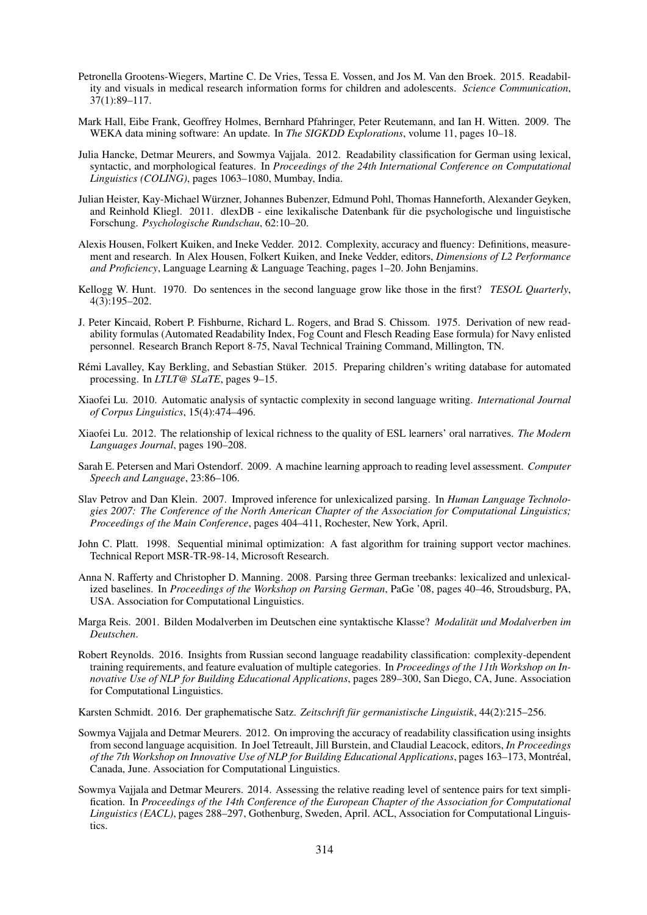Petronella Grootens-Wiegers, Martine C. De Vries, Tessa E. Vossen, and Jos M. Van den Broek. 2015. Readability and visuals in medical research information forms for children and adolescents. *Science Communication*, 37(1):89–117.

Mark Hall, Eibe Frank, Geoffrey Holmes, Bernhard Pfahringer, Peter Reutemann, and Ian H. Witten. 2009. The WEKA data mining software: An update. In *The SIGKDD Explorations*, volume 11, pages 10–18.

Julia Hancke, Detmar Meurers, and Sowmya Vajjala. 2012. Readability classification for German using lexical, syntactic, and morphological features. In *Proceedings of the 24th International Conference on Computational Linguistics (COLING)*, pages 1063–1080, Mumbay, India.

Julian Heister, Kay-Michael Würzner, Johannes Bubenzer, Edmund Pohl, Thomas Hanneforth, Alexander Geyken, and Reinhold Kliegl. 2011. dlexDB - eine lexikalische Datenbank für die psychologische und linguistische Forschung. *Psychologische Rundschau*, 62:10–20.

Alexis Housen, Folkert Kuiken, and Ineke Vedder. 2012. Complexity, accuracy and fluency: Definitions, measurement and research. In Alex Housen, Folkert Kuiken, and Ineke Vedder, editors, *Dimensions of L2 Performance and Proficiency*, Language Learning & Language Teaching, pages 1–20. John Benjamins.

Kellogg W. Hunt. 1970. Do sentences in the second language grow like those in the first? *TESOL Quarterly*, 4(3):195–202.

J. Peter Kincaid, Robert P. Fishburne, Richard L. Rogers, and Brad S. Chissom. 1975. Derivation of new readability formulas (Automated Readability Index, Fog Count and Flesch Reading Ease formula) for Navy enlisted personnel. Research Branch Report 8-75, Naval Technical Training Command, Millington, TN.

Rémi Lavalley, Kay Berkling, and Sebastian Stüker. 2015. Preparing children's writing database for automated processing. In *LTLT@ SLaTE*, pages 9–15.

Xiaofei Lu. 2010. Automatic analysis of syntactic complexity in second language writing. *International Journal of Corpus Linguistics*, 15(4):474–496.

Xiaofei Lu. 2012. The relationship of lexical richness to the quality of ESL learners' oral narratives. *The Modern Languages Journal*, pages 190–208.

Sarah E. Petersen and Mari Ostendorf. 2009. A machine learning approach to reading level assessment. *Computer Speech and Language*, 23:86–106.

Slav Petrov and Dan Klein. 2007. Improved inference for unlexicalized parsing. In *Human Language Technologies 2007: The Conference of the North American Chapter of the Association for Computational Linguistics; Proceedings of the Main Conference*, pages 404–411, Rochester, New York, April.

John C. Platt. 1998. Sequential minimal optimization: A fast algorithm for training support vector machines. Technical Report MSR-TR-98-14, Microsoft Research.

Anna N. Rafferty and Christopher D. Manning. 2008. Parsing three German treebanks: lexicalized and unlexicalized baselines. In *Proceedings of the Workshop on Parsing German*, PaGe '08, pages 40–46, Stroudsburg, PA, USA. Association for Computational Linguistics.

Marga Reis. 2001. Bilden Modalverben im Deutschen eine syntaktische Klasse? *Modalität und Modalverben im Deutschen*.

Robert Reynolds. 2016. Insights from Russian second language readability classification: complexity-dependent training requirements, and feature evaluation of multiple categories. In *Proceedings of the 11th Workshop on Innovative Use of NLP for Building Educational Applications*, pages 289–300, San Diego, CA, June. Association for Computational Linguistics.

Karsten Schmidt. 2016. Der graphematische Satz. *Zeitschrift für germanistische Linguistik*, 44(2):215–256.

Sowmya Vajjala and Detmar Meurers. 2012. On improving the accuracy of readability classification using insights from second language acquisition. In Joel Tetreault, Jill Burstein, and Claudial Leacock, editors, *In Proceedings of the 7th Workshop on Innovative Use of NLP for Building Educational Applications*, pages 163–173, Montréal, Canada, June. Association for Computational Linguistics.

Sowmya Vajjala and Detmar Meurers. 2014. Assessing the relative reading level of sentence pairs for text simplification. In *Proceedings of the 14th Conference of the European Chapter of the Association for Computational Linguistics (EACL)*, pages 288–297, Gothenburg, Sweden, April. ACL, Association for Computational Linguistics.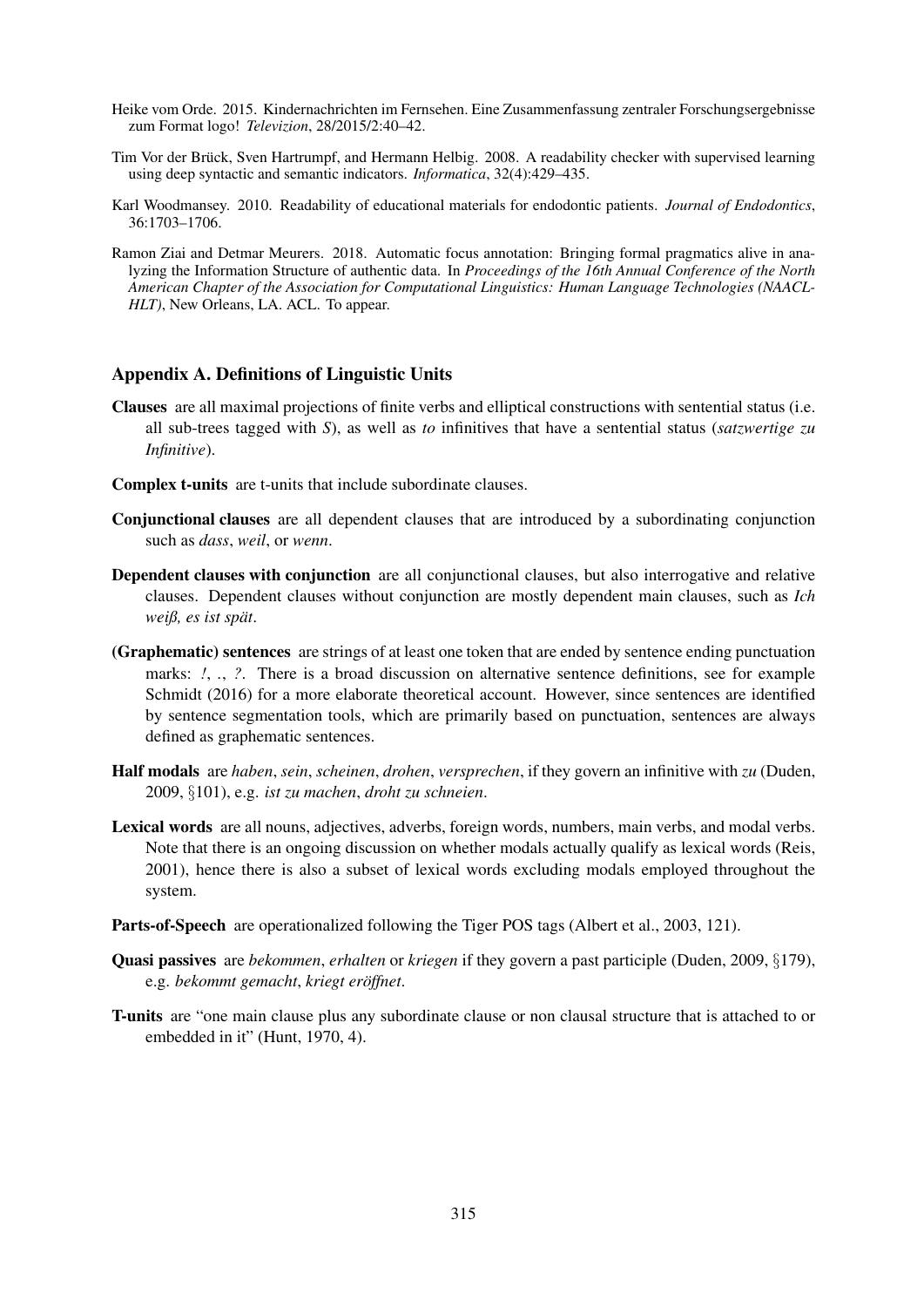Heike vom Orde. 2015. Kindernachrichten im Fernsehen. Eine Zusammenfassung zentraler Forschungsergebnisse zum Format logo! *Televizion*, 28/2015/2:40–42.

Tim Vor der Brück, Sven Hartrumpf, and Hermann Helbig. 2008. A readability checker with supervised learning using deep syntactic and semantic indicators. *Informatica*, 32(4):429–435.

Karl Woodmansey. 2010. Readability of educational materials for endodontic patients. *Journal of Endodontics*, 36:1703–1706.

Ramon Ziai and Detmar Meurers. 2018. Automatic focus annotation: Bringing formal pragmatics alive in analyzing the Information Structure of authentic data. In *Proceedings of the 16th Annual Conference of the North American Chapter of the Association for Computational Linguistics: Human Language Technologies (NAACL-HLT)*, New Orleans, LA. ACL. To appear.

## Appendix A. Definitions of Linguistic Units

**Clauses** are all maximal projections of finite verbs and elliptical constructions with sentential status (i.e. all sub-trees tagged with *S*), as well as *to* infinitives that have a sentential status (*satzwertige zu Infinitive*).

**Complex t-units** are t-units that include subordinate clauses.

**Conjunctional clauses** are all dependent clauses that are introduced by a subordinating conjunction such as *dass*, *weil*, or *wenn*.

**Dependent clauses with conjunction** are all conjunctional clauses, but also interrogative and relative clauses. Dependent clauses without conjunction are mostly dependent main clauses, such as *Ich weiß, es ist spät*.

**(Graphematic) sentences** are strings of at least one token that are ended by sentence ending punctuation marks: *!*, *.*, *?*. There is a broad discussion on alternative sentence definitions, see for example Schmidt (2016) for a more elaborate theoretical account. However, since sentences are identified by sentence segmentation tools, which are primarily based on punctuation, sentences are always defined as graphematic sentences.

**Half modals** are *haben*, *sein*, *scheinen*, *drohen*, *versprechen*, if they govern an infinitive with *zu* (Duden, 2009, §101), e.g. *ist zu machen*, *droht zu schneien*.

**Lexical words** are all nouns, adjectives, adverbs, foreign words, numbers, main verbs, and modal verbs. Note that there is an ongoing discussion on whether modals actually qualify as lexical words (Reis, 2001), hence there is also a subset of lexical words excluding modals employed throughout the system.

**Parts-of-Speech** are operationalized following the Tiger POS tags (Albert et al., 2003, 121).

**Quasi passives** are *bekommen*, *erhalten* or *kriegen* if they govern a past participle (Duden, 2009, §179), e.g. *bekommt gemacht*, *kriegt eröffnet*.

**T-units** are "one main clause plus any subordinate clause or non clausal structure that is attached to or embedded in it" (Hunt, 1970, 4).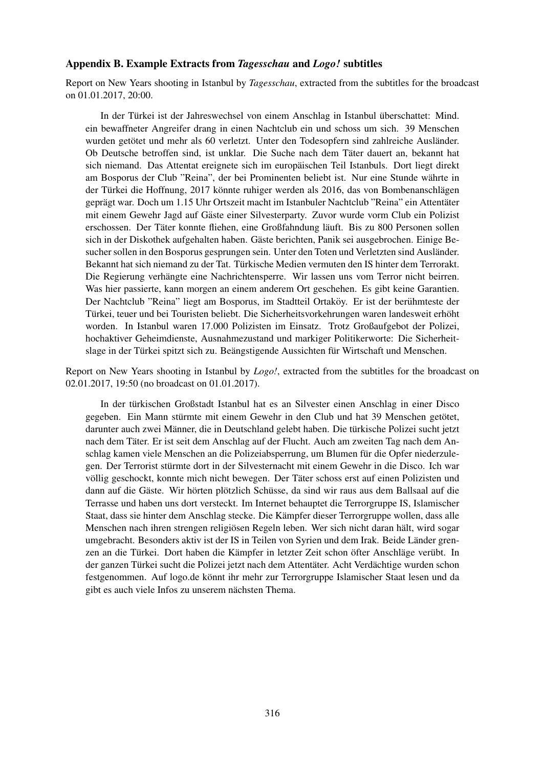### Appendix B. Example Extracts from *Tagesschau* and *Logo!* subtitles

Report on New Years shooting in Istanbul by *Tagesschau*, extracted from the subtitles for the broadcast on 01.01.2017, 20:00.

> In der Türkei ist der Jahreswechsel von einem Anschlag in Istanbul überschattet: Mind. ein bewaffneter Angreifer drang in einen Nachtclub ein und schoss um sich. 39 Menschen wurden getötet und mehr als 60 verletzt. Unter den Todesopfern sind zahlreiche Ausländer. Ob Deutsche betroffen sind, ist unklar. Die Suche nach dem Täter dauert an, bekannt hat sich niemand. Das Attentat ereignete sich im europäischen Teil Istanbuls. Dort liegt direkt am Bosporus der Club "Reina", der bei Prominenten beliebt ist. Nur eine Stunde währte in der Türkei die Hoffnung, 2017 könnte ruhiger werden als 2016, das von Bombenanschlägen geprägt war. Doch um 1.15 Uhr Ortszeit macht im Istanbuler Nachtclub "Reina" ein Attentäter mit einem Gewehr Jagd auf Gäste einer Silvesterparty. Zuvor wurde vorm Club ein Polizist erschossen. Der Täter konnte fliehen, eine Großfahndung läuft. Bis zu 800 Personen sollen sich in der Diskothek aufgehalten haben. Gäste berichten, Panik sei ausgebrochen. Einige Besucher sollen in den Bosporus gesprungen sein. Unter den Toten und Verletzten sind Ausländer. Bekannt hat sich niemand zu der Tat. Türkische Medien vermuten den IS hinter dem Terrorakt. Die Regierung verhängte eine Nachrichtensperre. Wir lassen uns vom Terror nicht beirren. Was hier passierte, kann morgen an einem anderem Ort geschehen. Es gibt keine Garantien. Der Nachtclub "Reina" liegt am Bosporus, im Stadtteil Ortaköy. Er ist der berühmteste der Türkei, teuer und bei Touristen beliebt. Die Sicherheitsvorkehrungen waren landesweit erhöht worden. In Istanbul waren 17.000 Polizisten im Einsatz. Trotz Großaufgebot der Polizei, hochaktiver Geheimdienste, Ausnahmezustand und markiger Politikerworte: Die Sicherheitslage in der Türkei spitzt sich zu. Beängstigende Aussichten für Wirtschaft und Menschen.

Report on New Years shooting in Istanbul by *Logo!*, extracted from the subtitles for the broadcast on 02.01.2017, 19:50 (no broadcast on 01.01.2017).

> In der türkischen Großstadt Istanbul hat es an Silvester einen Anschlag in einer Disco gegeben. Ein Mann stürmte mit einem Gewehr in den Club und hat 39 Menschen getötet, darunter auch zwei Männer, die in Deutschland gelebt haben. Die türkische Polizei sucht jetzt nach dem Täter. Er ist seit dem Anschlag auf der Flucht. Auch am zweiten Tag nach dem Anschlag kamen viele Menschen an die Polizeiabsperrung, um Blumen für die Opfer niederzulegen. Der Terrorist stürmte dort in der Silvesternacht mit einem Gewehr in die Disco. Ich war völlig geschockt, konnte mich nicht bewegen. Der Täter schoss erst auf einen Polizisten und dann auf die Gäste. Wir hörten plötzlich Schüsse, da sind wir raus aus dem Ballsaal auf die Terrasse und haben uns dort versteckt. Im Internet behauptet die Terrorgruppe IS, Islamischer Staat, dass sie hinter dem Anschlag stecke. Die Kämpfer dieser Terrorgruppe wollen, dass alle Menschen nach ihren strengen religiösen Regeln leben. Wer sich nicht daran hält, wird sogar umgebracht. Besonders aktiv ist der IS in Teilen von Syrien und dem Irak. Beide Länder grenzen an die Türkei. Dort haben die Kämpfer in letzter Zeit schon öfter Anschläge verübt. In der ganzen Türkei sucht die Polizei jetzt nach dem Attentäter. Acht Verdächtige wurden schon festgenommen. Auf logo.de könnt ihr mehr zur Terrorgruppe Islamischer Staat lesen und da gibt es auch viele Infos zu unserem nächsten Thema.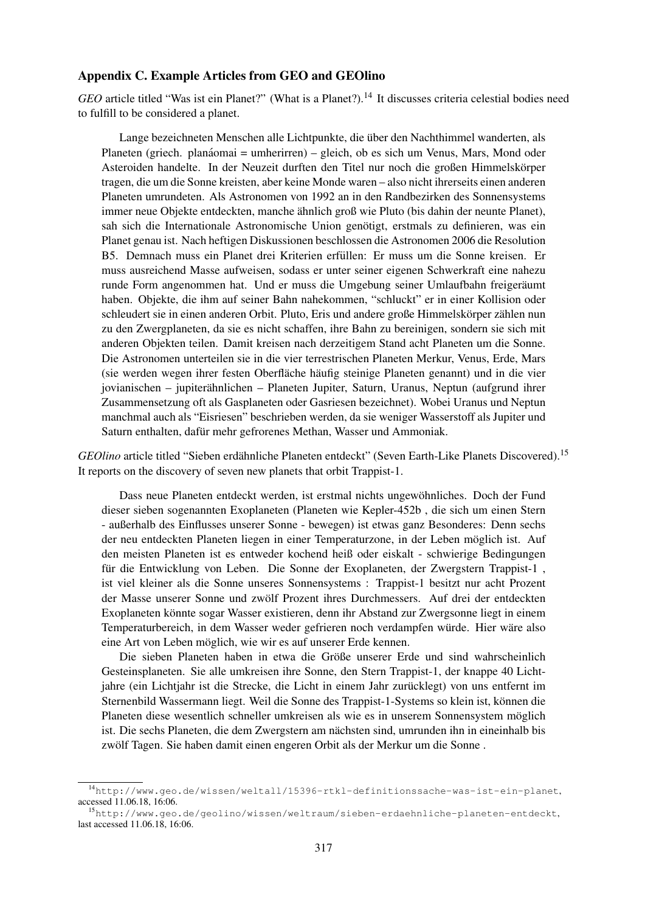### Appendix C. Example Articles from GEO and GEOlino

*GEO* article titled "Was ist ein Planet?" (What is a Planet?).[14] It discusses criteria celestial bodies need to fulfill to be considered a planet.

> Lange bezeichneten Menschen alle Lichtpunkte, die über den Nachthimmel wanderten, als Planeten (griech. planáomai = umherirren) – gleich, ob es sich um Venus, Mars, Mond oder Asteroiden handelte. In der Neuzeit durften den Titel nur noch die großen Himmelskörper tragen, die um die Sonne kreisten, aber keine Monde waren – also nicht ihrerseits einen anderen Planeten umrundeten. Als Astronomen von 1992 an in den Randbezirken des Sonnensystems immer neue Objekte entdeckten, manche ähnlich groß wie Pluto (bis dahin der neunte Planet), sah sich die Internationale Astronomische Union genötigt, erstmals zu definieren, was ein Planet genau ist. Nach heftigen Diskussionen beschlossen die Astronomen 2006 die Resolution B5. Demnach muss ein Planet drei Kriterien erfüllen: Er muss um die Sonne kreisen. Er muss ausreichend Masse aufweisen, sodass er unter seiner eigenen Schwerkraft eine nahezu runde Form angenommen hat. Und er muss die Umgebung seiner Umlaufbahn freigeräumt haben. Objekte, die ihm auf seiner Bahn nahekommen, "schluckt" er in einer Kollision oder schleudert sie in einen anderen Orbit. Pluto, Eris und andere große Himmelskörper zählen nun zu den Zwergplaneten, da sie es nicht schaffen, ihre Bahn zu bereinigen, sondern sie sich mit anderen Objekten teilen. Damit kreisen nach derzeitigem Stand acht Planeten um die Sonne. Die Astronomen unterteilen sie in die vier terrestrischen Planeten Merkur, Venus, Erde, Mars (sie werden wegen ihrer festen Oberfläche häufig steinige Planeten genannt) und in die vier jovianischen – jupiterähnlichen – Planeten Jupiter, Saturn, Uranus, Neptun (aufgrund ihrer Zusammensetzung oft als Gasplaneten oder Gasriesen bezeichnet). Wobei Uranus und Neptun manchmal auch als "Eisriesen" beschrieben werden, da sie weniger Wasserstoff als Jupiter und Saturn enthalten, dafür mehr gefrorenes Methan, Wasser und Ammoniak.

*GEOlino* article titled "Sieben erdähnliche Planeten entdeckt" (Seven Earth-Like Planets Discovered).[15] It reports on the discovery of seven new planets that orbit Trappist-1.

> Dass neue Planeten entdeckt werden, ist erstmal nichts ungewöhnliches. Doch der Fund dieser sieben sogenannten Exoplaneten (Planeten wie Kepler-452b , die sich um einen Stern - außerhalb des Einflusses unserer Sonne - bewegen) ist etwas ganz Besonderes: Denn sechs der neu entdeckten Planeten liegen in einer Temperaturzone, in der Leben möglich ist. Auf den meisten Planeten ist es entweder kochend heiß oder eiskalt - schwierige Bedingungen für die Entwicklung von Leben. Die Sonne der Exoplaneten, der Zwergstern Trappist-1 , ist viel kleiner als die Sonne unseres Sonnensystems : Trappist-1 besitzt nur acht Prozent der Masse unserer Sonne und zwölf Prozent ihres Durchmessers. Auf drei der entdeckten Exoplaneten könnte sogar Wasser existieren, denn ihr Abstand zur Zwergsonne liegt in einem Temperaturbereich, in dem Wasser weder gefrieren noch verdampfen würde. Hier wäre also eine Art von Leben möglich, wie wir es auf unserer Erde kennen.
>
> Die sieben Planeten haben in etwa die Größe unserer Erde und sind wahrscheinlich Gesteinsplaneten. Sie alle umkreisen ihre Sonne, den Stern Trappist-1, der knappe 40 Lichtjahre (ein Lichtjahr ist die Strecke, die Licht in einem Jahr zurücklegt) von uns entfernt im Sternenbild Wassermann liegt. Weil die Sonne des Trappist-1-Systems so klein ist, können die Planeten diese wesentlich schneller umkreisen als wie es in unserem Sonnensystem möglich ist. Die sechs Planeten, die dem Zwergstern am nächsten sind, umrunden ihn in eineinhalb bis zwölf Tagen. Sie haben damit einen engeren Orbit als der Merkur um die Sonne .

[14] `http://www.geo.de/wissen/weltall/15396-rtkl-definitionssache-was-ist-ein-planet`, accessed 11.06.18, 16:06.

[15] `http://www.geo.de/geolino/wissen/weltraum/sieben-erdaehnliche-planeten-entdeckt`, last accessed 11.06.18, 16:06.